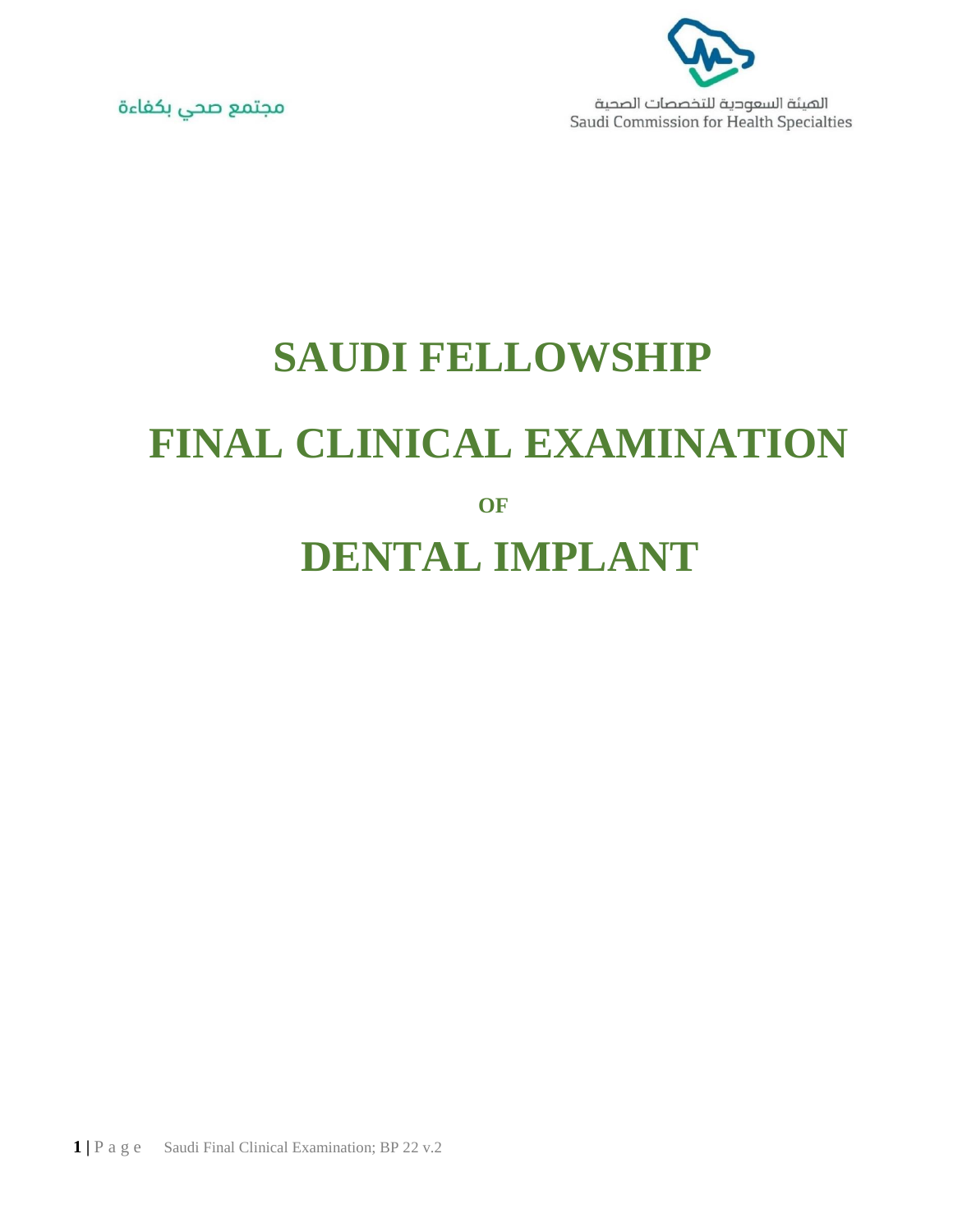مجتمع صحي بكفاءة

الهيئة السعودية للتخصصات الصحية
Saudi Commission for Health Specialties

# SAUDI FELLOWSHIP

# FINAL CLINICAL EXAMINATION

**OF**

# DENTAL IMPLANT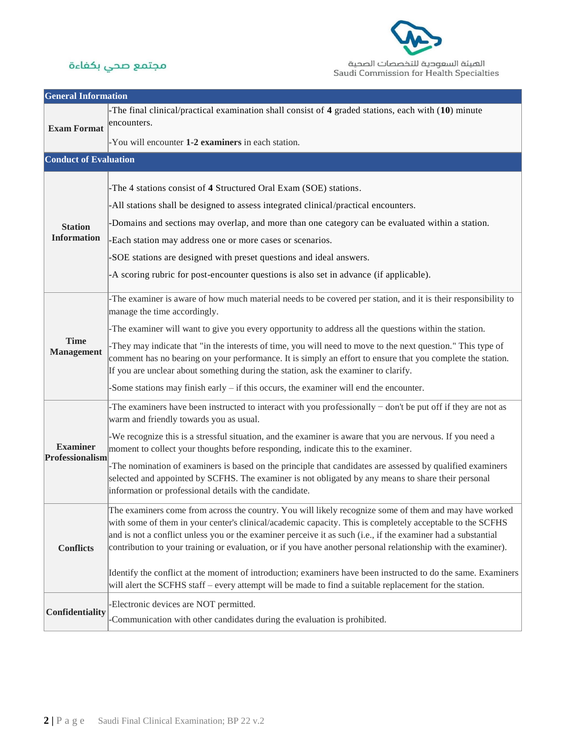| General Information | |
|---|---|
| **Exam Format** | -The final clinical/practical examination shall consist of **4** graded stations, each with (**10**) minute encounters.<br><br>-You will encounter **1-2 examiners** in each station. |
| **Conduct of Evaluation** | |
| **Station Information** | -The 4 stations consist of **4** Structured Oral Exam (SOE) stations.<br><br>-All stations shall be designed to assess integrated clinical/practical encounters.<br><br>-Domains and sections may overlap, and more than one category can be evaluated within a station.<br><br>-Each station may address one or more cases or scenarios.<br><br>-SOE stations are designed with preset questions and ideal answers.<br><br>-A scoring rubric for post-encounter questions is also set in advance (if applicable). |
| **Time Management** | -The examiner is aware of how much material needs to be covered per station, and it is their responsibility to manage the time accordingly.<br><br>-The examiner will want to give you every opportunity to address all the questions within the station.<br><br>-They may indicate that "in the interests of time, you will need to move to the next question." This type of comment has no bearing on your performance. It is simply an effort to ensure that you complete the station. If you are unclear about something during the station, ask the examiner to clarify.<br><br>-Some stations may finish early – if this occurs, the examiner will end the encounter. |
| **Examiner Professionalism** | -The examiners have been instructed to interact with you professionally − don't be put off if they are not as warm and friendly towards you as usual.<br><br>-We recognize this is a stressful situation, and the examiner is aware that you are nervous. If you need a moment to collect your thoughts before responding, indicate this to the examiner.<br><br>-The nomination of examiners is based on the principle that candidates are assessed by qualified examiners selected and appointed by SCFHS. The examiner is not obligated by any means to share their personal information or professional details with the candidate. |
| **Conflicts** | The examiners come from across the country. You will likely recognize some of them and may have worked with some of them in your center's clinical/academic capacity. This is completely acceptable to the SCFHS and is not a conflict unless you or the examiner perceive it as such (i.e., if the examiner had a substantial contribution to your training or evaluation, or if you have another personal relationship with the examiner).<br><br>Identify the conflict at the moment of introduction; examiners have been instructed to do the same. Examiners will alert the SCFHS staff – every attempt will be made to find a suitable replacement for the station. |
| **Confidentiality** | -Electronic devices are NOT permitted.<br><br>-Communication with other candidates during the evaluation is prohibited. |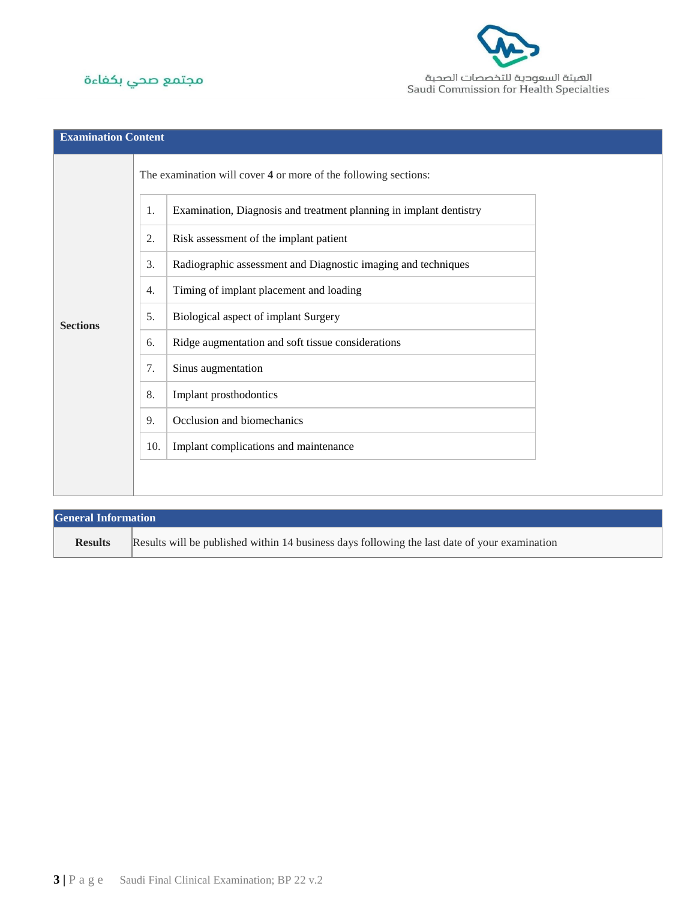## Examination Content

| | |
|---|---|
| **Sections** | The examination will cover **4** or more of the following sections: |

| | |
|---|---|
| 1. | Examination, Diagnosis and treatment planning in implant dentistry |
| 2. | Risk assessment of the implant patient |
| 3. | Radiographic assessment and Diagnostic imaging and techniques |
| 4. | Timing of implant placement and loading |
| 5. | Biological aspect of implant Surgery |
| 6. | Ridge augmentation and soft tissue considerations |
| 7. | Sinus augmentation |
| 8. | Implant prosthodontics |
| 9. | Occlusion and biomechanics |
| 10. | Implant complications and maintenance |

## General Information

| | |
|---|---|
| **Results** | Results will be published within 14 business days following the last date of your examination |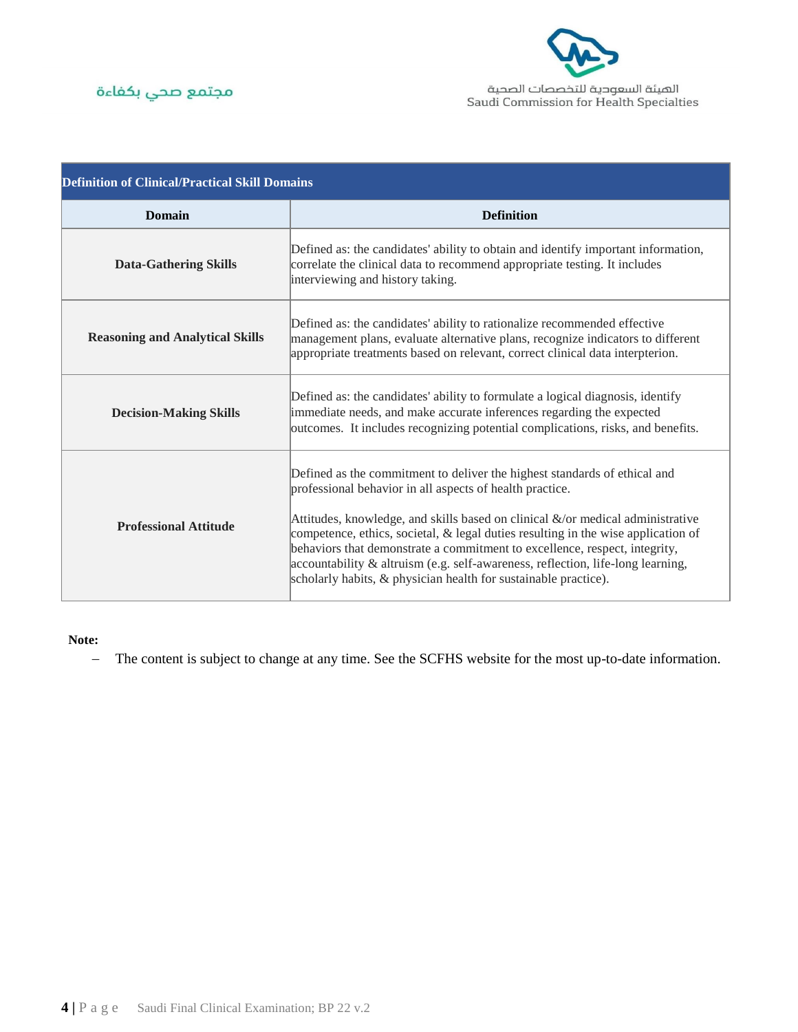| Definition of Clinical/Practical Skill Domains | |
|---|---|
| **Domain** | **Definition** |
| **Data-Gathering Skills** | Defined as: the candidates' ability to obtain and identify important information, correlate the clinical data to recommend appropriate testing. It includes interviewing and history taking. |
| **Reasoning and Analytical Skills** | Defined as: the candidates' ability to rationalize recommended effective management plans, evaluate alternative plans, recognize indicators to different appropriate treatments based on relevant, correct clinical data interpterion. |
| **Decision-Making Skills** | Defined as: the candidates' ability to formulate a logical diagnosis, identify immediate needs, and make accurate inferences regarding the expected outcomes. It includes recognizing potential complications, risks, and benefits. |
| **Professional Attitude** | Defined as the commitment to deliver the highest standards of ethical and professional behavior in all aspects of health practice.<br><br>Attitudes, knowledge, and skills based on clinical &/or medical administrative competence, ethics, societal, & legal duties resulting in the wise application of behaviors that demonstrate a commitment to excellence, respect, integrity, accountability & altruism (e.g. self-awareness, reflection, life-long learning, scholarly habits, & physician health for sustainable practice). |

**Note:**

- The content is subject to change at any time. See the SCFHS website for the most up-to-date information.